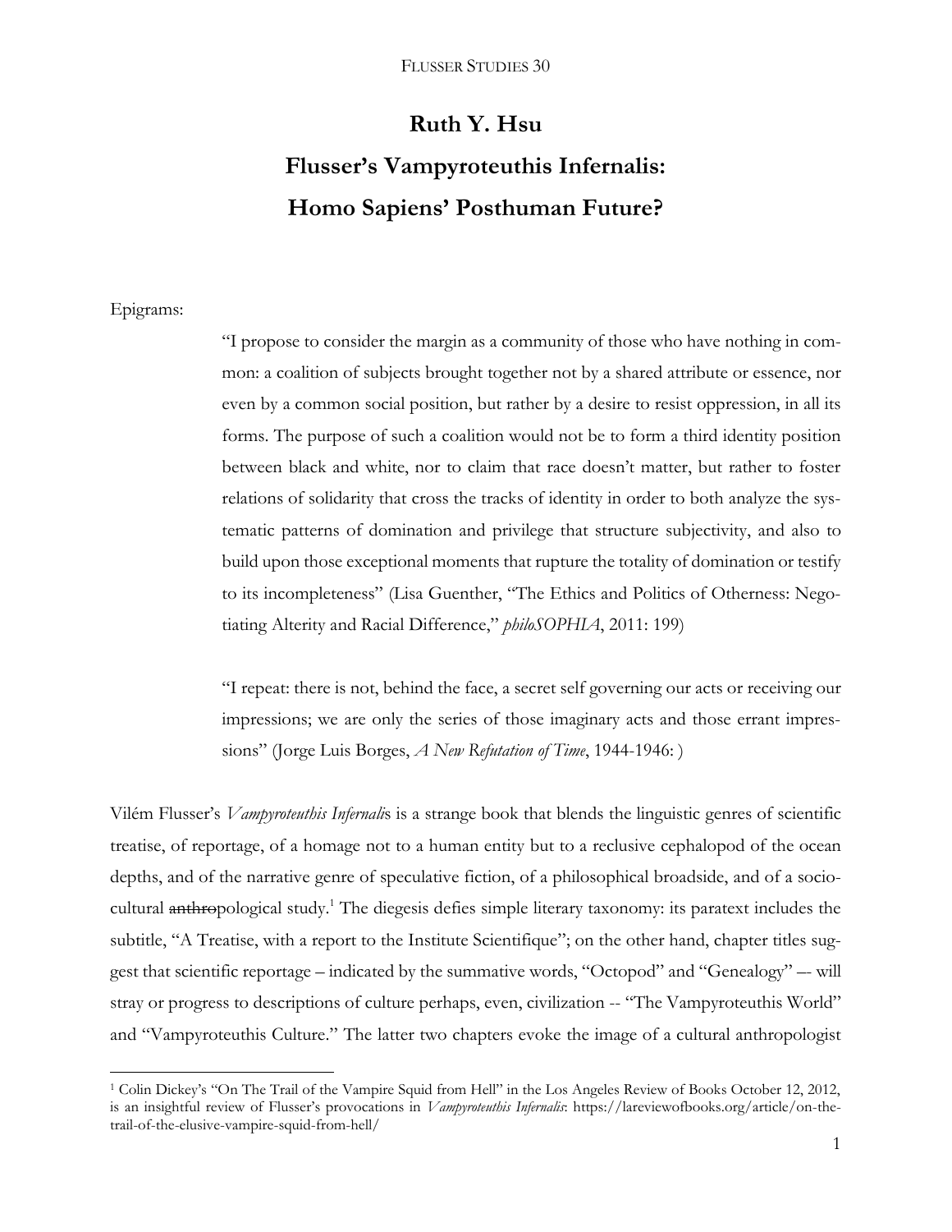# Ruth Y. Hsu

# Flusser's Vampyroteuthis Infernalis: Homo Sapiens' Posthuman Future?

Epigrams:

> "I propose to consider the margin as a community of those who have nothing in common: a coalition of subjects brought together not by a shared attribute or essence, nor even by a common social position, but rather by a desire to resist oppression, in all its forms. The purpose of such a coalition would not be to form a third identity position between black and white, nor to claim that race doesn't matter, but rather to foster relations of solidarity that cross the tracks of identity in order to both analyze the systematic patterns of domination and privilege that structure subjectivity, and also to build upon those exceptional moments that rupture the totality of domination or testify to its incompleteness" (Lisa Guenther, "The Ethics and Politics of Otherness: Negotiating Alterity and Racial Difference," *philoSOPHIA*, 2011: 199)

> "I repeat: there is not, behind the face, a secret self governing our acts or receiving our impressions; we are only the series of those imaginary acts and those errant impressions" (Jorge Luis Borges, *A New Refutation of Time*, 1944-1946: )

Vilém Flusser's *Vampyroteuthis Infernalis* is a strange book that blends the linguistic genres of scientific treatise, of reportage, of a homage not to a human entity but to a reclusive cephalopod of the ocean depths, and of the narrative genre of speculative fiction, of a philosophical broadside, and of a socio-cultural ~~anthro~~pological study.[1] The diegesis defies simple literary taxonomy: its paratext includes the subtitle, "A Treatise, with a report to the Institute Scientifique"; on the other hand, chapter titles suggest that scientific reportage – indicated by the summative words, "Octopod" and "Genealogy" –- will stray or progress to descriptions of culture perhaps, even, civilization -- "The Vampyroteuthis World" and "Vampyroteuthis Culture." The latter two chapters evoke the image of a cultural anthropologist

[1] Colin Dickey's "On The Trail of the Vampire Squid from Hell" in the Los Angeles Review of Books October 12, 2012, is an insightful review of Flusser's provocations in *Vampyroteuthis Infernalis*: https://lareviewofbooks.org/article/on-the-trail-of-the-elusive-vampire-squid-from-hell/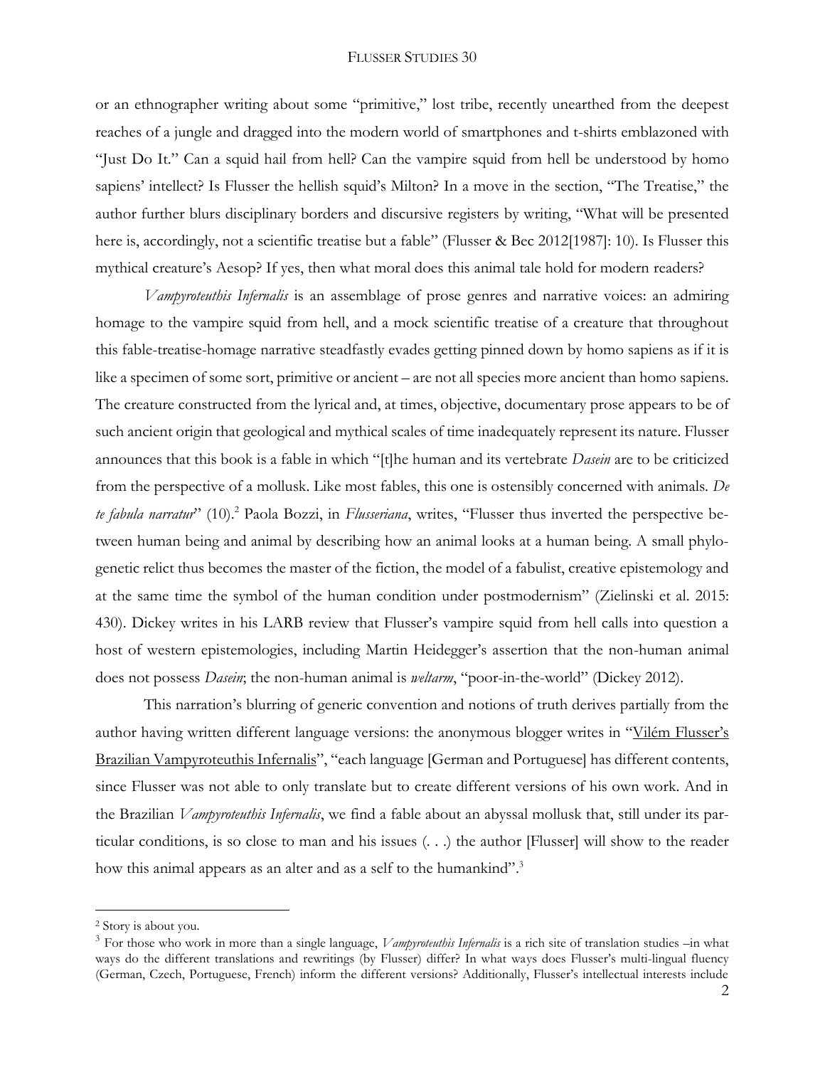or an ethnographer writing about some "primitive," lost tribe, recently unearthed from the deepest reaches of a jungle and dragged into the modern world of smartphones and t-shirts emblazoned with "Just Do It." Can a squid hail from hell? Can the vampire squid from hell be understood by homo sapiens' intellect? Is Flusser the hellish squid's Milton? In a move in the section, "The Treatise," the author further blurs disciplinary borders and discursive registers by writing, "What will be presented here is, accordingly, not a scientific treatise but a fable" (Flusser & Bec 2012[1987]: 10). Is Flusser this mythical creature's Aesop? If yes, then what moral does this animal tale hold for modern readers?

*Vampyroteuthis Infernalis* is an assemblage of prose genres and narrative voices: an admiring homage to the vampire squid from hell, and a mock scientific treatise of a creature that throughout this fable-treatise-homage narrative steadfastly evades getting pinned down by homo sapiens as if it is like a specimen of some sort, primitive or ancient – are not all species more ancient than homo sapiens. The creature constructed from the lyrical and, at times, objective, documentary prose appears to be of such ancient origin that geological and mythical scales of time inadequately represent its nature. Flusser announces that this book is a fable in which "[t]he human and its vertebrate *Dasein* are to be criticized from the perspective of a mollusk. Like most fables, this one is ostensibly concerned with animals. *De te fabula narratur*" (10).[2] Paola Bozzi, in *Flusseriana*, writes, "Flusser thus inverted the perspective between human being and animal by describing how an animal looks at a human being. A small phylogenetic relict thus becomes the master of the fiction, the model of a fabulist, creative epistemology and at the same time the symbol of the human condition under postmodernism" (Zielinski et al. 2015: 430). Dickey writes in his LARB review that Flusser's vampire squid from hell calls into question a host of western epistemologies, including Martin Heidegger's assertion that the non-human animal does not possess *Dasein*; the non-human animal is *weltarm*, "poor-in-the-world" (Dickey 2012).

This narration's blurring of generic convention and notions of truth derives partially from the author having written different language versions: the anonymous blogger writes in "Vilém Flusser's Brazilian Vampyroteuthis Infernalis", "each language [German and Portuguese] has different contents, since Flusser was not able to only translate but to create different versions of his own work. And in the Brazilian *Vampyroteuthis Infernalis*, we find a fable about an abyssal mollusk that, still under its particular conditions, is so close to man and his issues (. . .) the author [Flusser] will show to the reader how this animal appears as an alter and as a self to the humankind".[3]

---

[2] Story is about you.

[3] For those who work in more than a single language, *Vampyroteuthis Infernalis* is a rich site of translation studies –in what ways do the different translations and rewritings (by Flusser) differ? In what ways does Flusser's multi-lingual fluency (German, Czech, Portuguese, French) inform the different versions? Additionally, Flusser's intellectual interests include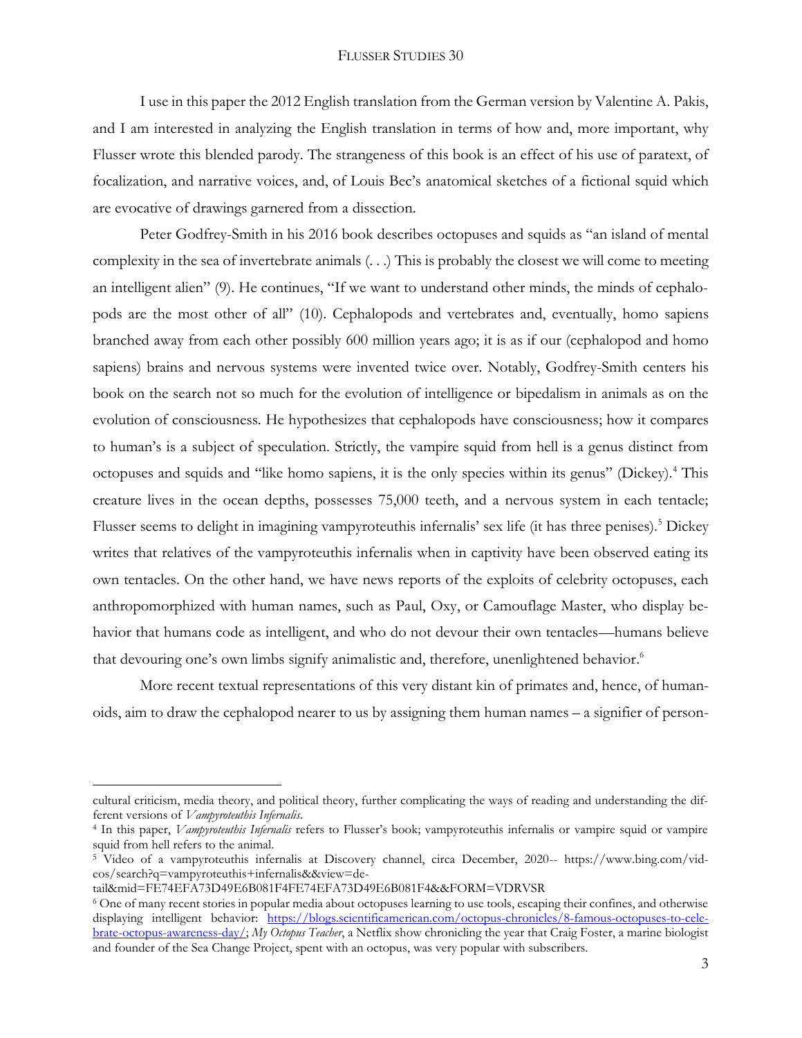I use in this paper the 2012 English translation from the German version by Valentine A. Pakis, and I am interested in analyzing the English translation in terms of how and, more important, why Flusser wrote this blended parody. The strangeness of this book is an effect of his use of paratext, of focalization, and narrative voices, and, of Louis Bec's anatomical sketches of a fictional squid which are evocative of drawings garnered from a dissection.

Peter Godfrey-Smith in his 2016 book describes octopuses and squids as "an island of mental complexity in the sea of invertebrate animals (. . .) This is probably the closest we will come to meeting an intelligent alien" (9). He continues, "If we want to understand other minds, the minds of cephalopods are the most other of all" (10). Cephalopods and vertebrates and, eventually, homo sapiens branched away from each other possibly 600 million years ago; it is as if our (cephalopod and homo sapiens) brains and nervous systems were invented twice over. Notably, Godfrey-Smith centers his book on the search not so much for the evolution of intelligence or bipedalism in animals as on the evolution of consciousness. He hypothesizes that cephalopods have consciousness; how it compares to human's is a subject of speculation. Strictly, the vampire squid from hell is a genus distinct from octopuses and squids and "like homo sapiens, it is the only species within its genus" (Dickey).[4] This creature lives in the ocean depths, possesses 75,000 teeth, and a nervous system in each tentacle; Flusser seems to delight in imagining vampyroteuthis infernalis' sex life (it has three penises).[5] Dickey writes that relatives of the vampyroteuthis infernalis when in captivity have been observed eating its own tentacles. On the other hand, we have news reports of the exploits of celebrity octopuses, each anthropomorphized with human names, such as Paul, Oxy, or Camouflage Master, who display behavior that humans code as intelligent, and who do not devour their own tentacles—humans believe that devouring one's own limbs signify animalistic and, therefore, unenlightened behavior.[6]

More recent textual representations of this very distant kin of primates and, hence, of humanoids, aim to draw the cephalopod nearer to us by assigning them human names – a signifier of person-

---

cultural criticism, media theory, and political theory, further complicating the ways of reading and understanding the different versions of *Vampyroteuthis Infernalis*.

[4] In this paper, *Vampyroteuthis Infernalis* refers to Flusser's book; vampyroteuthis infernalis or vampire squid or vampire squid from hell refers to the animal.

[5] Video of a vampyroteuthis infernalis at Discovery channel, circa December, 2020-- https://www.bing.com/videos/search?q=vampyroteuthis+infernalis&&view=detail&mid=FE74EFA73D49E6B081F4FE74EFA73D49E6B081F4&&FORM=VDRVSR

[6] One of many recent stories in popular media about octopuses learning to use tools, escaping their confines, and otherwise displaying intelligent behavior: https://blogs.scientificamerican.com/octopus-chronicles/8-famous-octopuses-to-celebrate-octopus-awareness-day/; *My Octopus Teacher*, a Netflix show chronicling the year that Craig Foster, a marine biologist and founder of the Sea Change Project, spent with an octopus, was very popular with subscribers.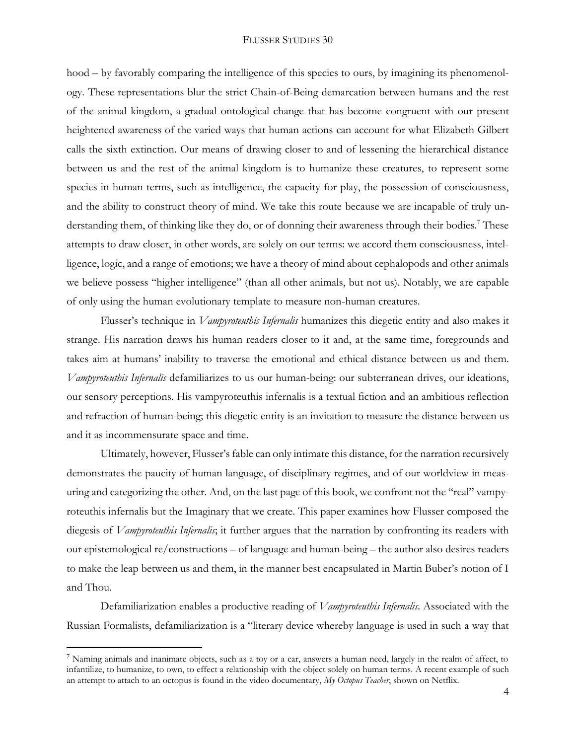hood – by favorably comparing the intelligence of this species to ours, by imagining its phenomenology. These representations blur the strict Chain-of-Being demarcation between humans and the rest of the animal kingdom, a gradual ontological change that has become congruent with our present heightened awareness of the varied ways that human actions can account for what Elizabeth Gilbert calls the sixth extinction. Our means of drawing closer to and of lessening the hierarchical distance between us and the rest of the animal kingdom is to humanize these creatures, to represent some species in human terms, such as intelligence, the capacity for play, the possession of consciousness, and the ability to construct theory of mind. We take this route because we are incapable of truly understanding them, of thinking like they do, or of donning their awareness through their bodies.[7] These attempts to draw closer, in other words, are solely on our terms: we accord them consciousness, intelligence, logic, and a range of emotions; we have a theory of mind about cephalopods and other animals we believe possess "higher intelligence" (than all other animals, but not us). Notably, we are capable of only using the human evolutionary template to measure non-human creatures.

Flusser's technique in *Vampyroteuthis Infernalis* humanizes this diegetic entity and also makes it strange. His narration draws his human readers closer to it and, at the same time, foregrounds and takes aim at humans' inability to traverse the emotional and ethical distance between us and them. *Vampyroteuthis Infernalis* defamiliarizes to us our human-being: our subterranean drives, our ideations, our sensory perceptions. His vampyroteuthis infernalis is a textual fiction and an ambitious reflection and refraction of human-being; this diegetic entity is an invitation to measure the distance between us and it as incommensurate space and time.

Ultimately, however, Flusser's fable can only intimate this distance, for the narration recursively demonstrates the paucity of human language, of disciplinary regimes, and of our worldview in measuring and categorizing the other. And, on the last page of this book, we confront not the "real" vampyroteuthis infernalis but the Imaginary that we create. This paper examines how Flusser composed the diegesis of *Vampyroteuthis Infernalis*; it further argues that the narration by confronting its readers with our epistemological re/constructions – of language and human-being – the author also desires readers to make the leap between us and them, in the manner best encapsulated in Martin Buber's notion of I and Thou.

Defamiliarization enables a productive reading of *Vampyroteuthis Infernalis.* Associated with the Russian Formalists, defamiliarization is a "literary device whereby language is used in such a way that

---

[7] Naming animals and inanimate objects, such as a toy or a car, answers a human need, largely in the realm of affect, to infantilize, to humanize, to own, to effect a relationship with the object solely on human terms. A recent example of such an attempt to attach to an octopus is found in the video documentary, *My Octopus Teacher*, shown on Netflix.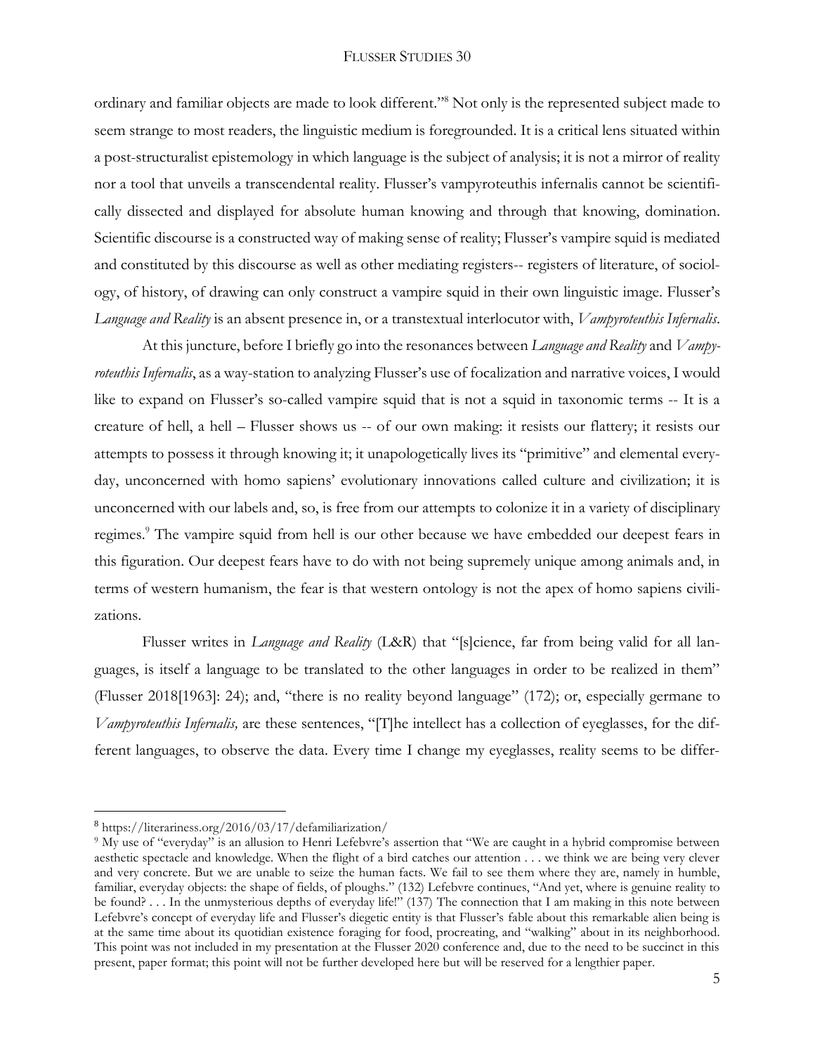ordinary and familiar objects are made to look different."[8] Not only is the represented subject made to seem strange to most readers, the linguistic medium is foregrounded. It is a critical lens situated within a post-structuralist epistemology in which language is the subject of analysis; it is not a mirror of reality nor a tool that unveils a transcendental reality. Flusser's vampyroteuthis infernalis cannot be scientifically dissected and displayed for absolute human knowing and through that knowing, domination. Scientific discourse is a constructed way of making sense of reality; Flusser's vampire squid is mediated and constituted by this discourse as well as other mediating registers-- registers of literature, of sociology, of history, of drawing can only construct a vampire squid in their own linguistic image. Flusser's *Language and Reality* is an absent presence in, or a transtextual interlocutor with, *Vampyroteuthis Infernalis*.

At this juncture, before I briefly go into the resonances between *Language and Reality* and *Vampyroteuthis Infernalis*, as a way-station to analyzing Flusser's use of focalization and narrative voices, I would like to expand on Flusser's so-called vampire squid that is not a squid in taxonomic terms -- It is a creature of hell, a hell – Flusser shows us -- of our own making: it resists our flattery; it resists our attempts to possess it through knowing it; it unapologetically lives its "primitive" and elemental everyday, unconcerned with homo sapiens' evolutionary innovations called culture and civilization; it is unconcerned with our labels and, so, is free from our attempts to colonize it in a variety of disciplinary regimes.[9] The vampire squid from hell is our other because we have embedded our deepest fears in this figuration. Our deepest fears have to do with not being supremely unique among animals and, in terms of western humanism, the fear is that western ontology is not the apex of homo sapiens civilizations.

Flusser writes in *Language and Reality* (L&R) that "[s]cience, far from being valid for all languages, is itself a language to be translated to the other languages in order to be realized in them" (Flusser 2018[1963]: 24); and, "there is no reality beyond language" (172); or, especially germane to *Vampyroteuthis Infernalis,* are these sentences, "[T]he intellect has a collection of eyeglasses, for the different languages, to observe the data. Every time I change my eyeglasses, reality seems to be differ-

---

[8] https://literariness.org/2016/03/17/defamiliarization/

[9] My use of "everyday" is an allusion to Henri Lefebvre's assertion that "We are caught in a hybrid compromise between aesthetic spectacle and knowledge. When the flight of a bird catches our attention . . . we think we are being very clever and very concrete. But we are unable to seize the human facts. We fail to see them where they are, namely in humble, familiar, everyday objects: the shape of fields, of ploughs." (132) Lefebvre continues, "And yet, where is genuine reality to be found? . . . In the unmysterious depths of everyday life!" (137) The connection that I am making in this note between Lefebvre's concept of everyday life and Flusser's diegetic entity is that Flusser's fable about this remarkable alien being is at the same time about its quotidian existence foraging for food, procreating, and "walking" about in its neighborhood. This point was not included in my presentation at the Flusser 2020 conference and, due to the need to be succinct in this present, paper format; this point will not be further developed here but will be reserved for a lengthier paper.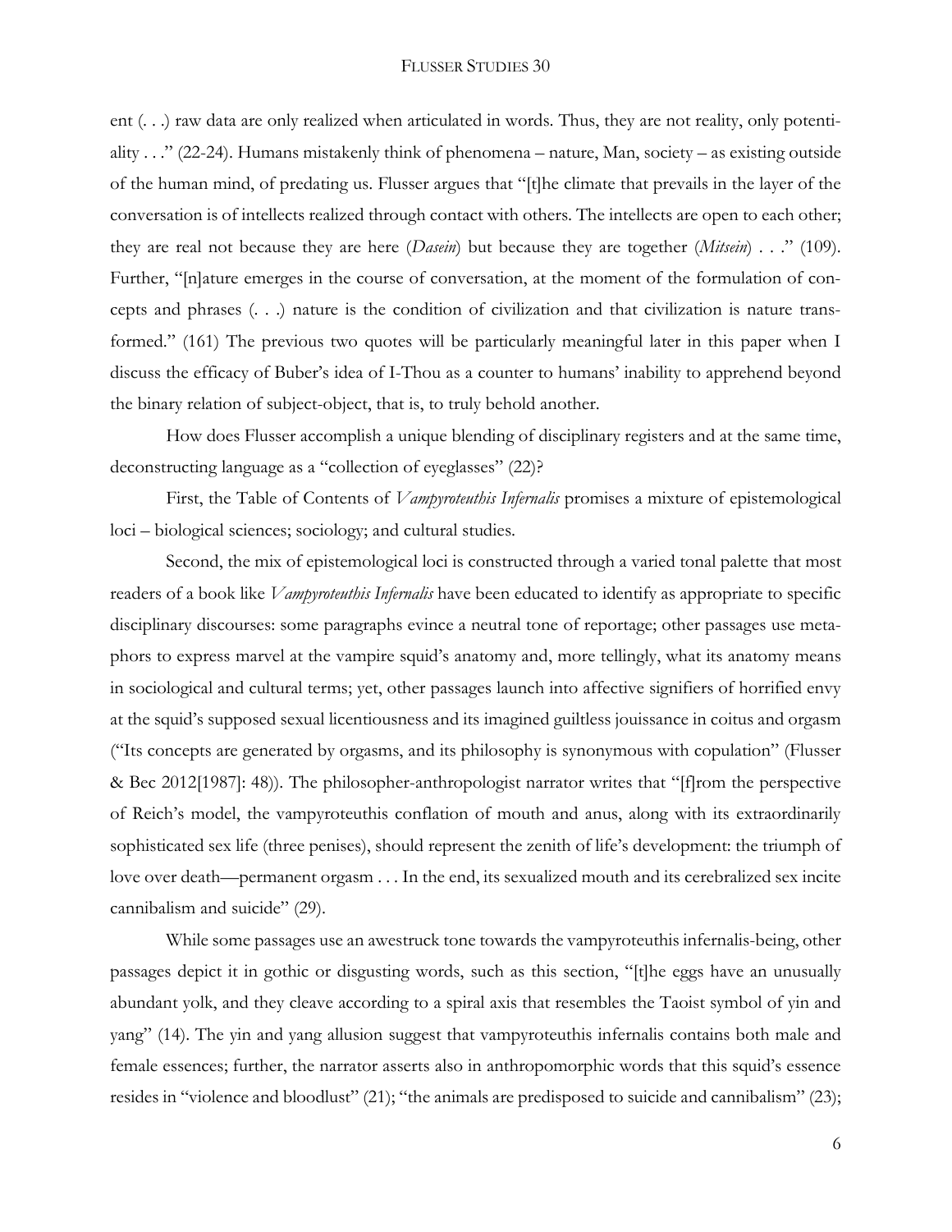ent (. . .) raw data are only realized when articulated in words. Thus, they are not reality, only potentiality . . ." (22-24). Humans mistakenly think of phenomena – nature, Man, society – as existing outside of the human mind, of predating us. Flusser argues that "[t]he climate that prevails in the layer of the conversation is of intellects realized through contact with others. The intellects are open to each other; they are real not because they are here (*Dasein*) but because they are together (*Mitsein*) . . ." (109). Further, "[n]ature emerges in the course of conversation, at the moment of the formulation of concepts and phrases (. . .) nature is the condition of civilization and that civilization is nature transformed." (161) The previous two quotes will be particularly meaningful later in this paper when I discuss the efficacy of Buber's idea of I-Thou as a counter to humans' inability to apprehend beyond the binary relation of subject-object, that is, to truly behold another.

How does Flusser accomplish a unique blending of disciplinary registers and at the same time, deconstructing language as a "collection of eyeglasses" (22)?

First, the Table of Contents of *Vampyroteuthis Infernalis* promises a mixture of epistemological loci – biological sciences; sociology; and cultural studies.

Second, the mix of epistemological loci is constructed through a varied tonal palette that most readers of a book like *Vampyroteuthis Infernalis* have been educated to identify as appropriate to specific disciplinary discourses: some paragraphs evince a neutral tone of reportage; other passages use metaphors to express marvel at the vampire squid's anatomy and, more tellingly, what its anatomy means in sociological and cultural terms; yet, other passages launch into affective signifiers of horrified envy at the squid's supposed sexual licentiousness and its imagined guiltless jouissance in coitus and orgasm ("Its concepts are generated by orgasms, and its philosophy is synonymous with copulation" (Flusser & Bec 2012[1987]: 48)). The philosopher-anthropologist narrator writes that "[f]rom the perspective of Reich's model, the vampyroteuthis conflation of mouth and anus, along with its extraordinarily sophisticated sex life (three penises), should represent the zenith of life's development: the triumph of love over death—permanent orgasm . . . In the end, its sexualized mouth and its cerebralized sex incite cannibalism and suicide" (29).

While some passages use an awestruck tone towards the vampyroteuthis infernalis-being, other passages depict it in gothic or disgusting words, such as this section, "[t]he eggs have an unusually abundant yolk, and they cleave according to a spiral axis that resembles the Taoist symbol of yin and yang" (14). The yin and yang allusion suggest that vampyroteuthis infernalis contains both male and female essences; further, the narrator asserts also in anthropomorphic words that this squid's essence resides in "violence and bloodlust" (21); "the animals are predisposed to suicide and cannibalism" (23);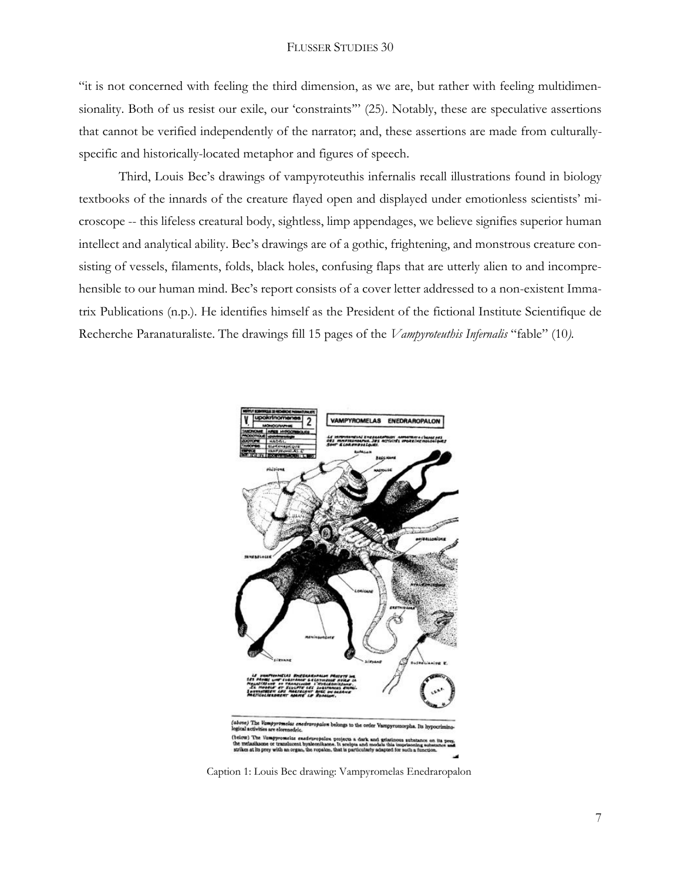"it is not concerned with feeling the third dimension, as we are, but rather with feeling multidimensionality. Both of us resist our exile, our 'constraints'" (25). Notably, these are speculative assertions that cannot be verified independently of the narrator; and, these assertions are made from culturally-specific and historically-located metaphor and figures of speech.

Third, Louis Bec's drawings of vampyroteuthis infernalis recall illustrations found in biology textbooks of the innards of the creature flayed open and displayed under emotionless scientists' microscope -- this lifeless creatural body, sightless, limp appendages, we believe signifies superior human intellect and analytical ability. Bec's drawings are of a gothic, frightening, and monstrous creature consisting of vessels, filaments, folds, black holes, confusing flaps that are utterly alien to and incomprehensible to our human mind. Bec's report consists of a cover letter addressed to a non-existent Immatrix Publications (n.p.). He identifies himself as the President of the fictional Institute Scientifique de Recherche Paranaturaliste. The drawings fill 15 pages of the *Vampyroteuthis Infernalis* "fable" (10).

(above) The *Vampyromelas enedraropalon* belongs to the order Vampyromorpha. Its hypocriminological activities are elorenedric.

(below) The *Vampyromelas enedraropalon* projects a dark and gelatinous substance on its prey, the melasikaone or translucent hyaleonikaone. It sculpts and models this imprisoning substance and strikes at its prey with an organ, the ropalon, that is particularly adapted for such a function.

Caption 1: Louis Bec drawing: Vampyromelas Enedraropalon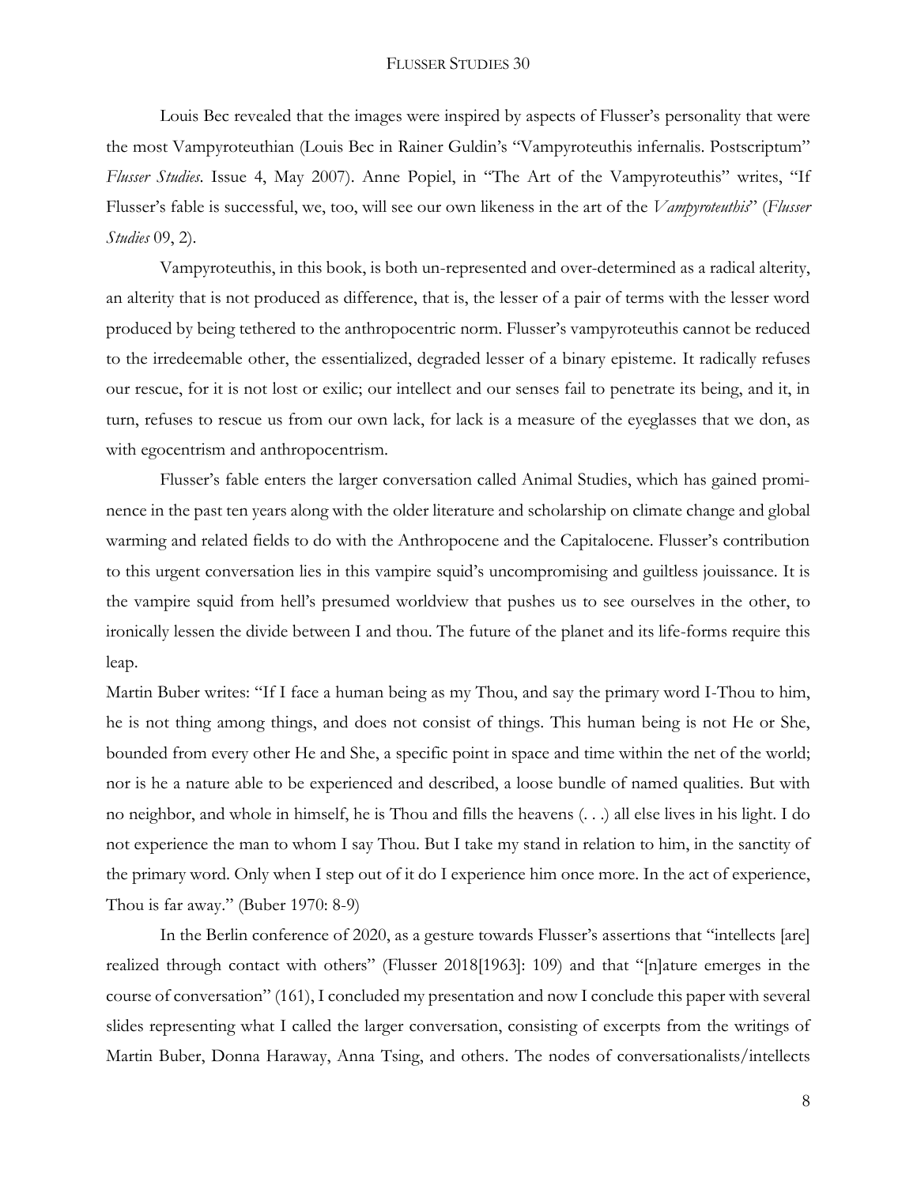Louis Bec revealed that the images were inspired by aspects of Flusser's personality that were the most Vampyroteuthian (Louis Bec in Rainer Guldin's "Vampyroteuthis infernalis. Postscriptum" *Flusser Studies*. Issue 4, May 2007). Anne Popiel, in "The Art of the Vampyroteuthis" writes, "If Flusser's fable is successful, we, too, will see our own likeness in the art of the *Vampyroteuthis*" (*Flusser Studies* 09, 2).

Vampyroteuthis, in this book, is both un-represented and over-determined as a radical alterity, an alterity that is not produced as difference, that is, the lesser of a pair of terms with the lesser word produced by being tethered to the anthropocentric norm. Flusser's vampyroteuthis cannot be reduced to the irredeemable other, the essentialized, degraded lesser of a binary episteme. It radically refuses our rescue, for it is not lost or exilic; our intellect and our senses fail to penetrate its being, and it, in turn, refuses to rescue us from our own lack, for lack is a measure of the eyeglasses that we don, as with egocentrism and anthropocentrism.

Flusser's fable enters the larger conversation called Animal Studies, which has gained prominence in the past ten years along with the older literature and scholarship on climate change and global warming and related fields to do with the Anthropocene and the Capitalocene. Flusser's contribution to this urgent conversation lies in this vampire squid's uncompromising and guiltless jouissance. It is the vampire squid from hell's presumed worldview that pushes us to see ourselves in the other, to ironically lessen the divide between I and thou. The future of the planet and its life-forms require this leap.

Martin Buber writes: "If I face a human being as my Thou, and say the primary word I-Thou to him, he is not thing among things, and does not consist of things. This human being is not He or She, bounded from every other He and She, a specific point in space and time within the net of the world; nor is he a nature able to be experienced and described, a loose bundle of named qualities. But with no neighbor, and whole in himself, he is Thou and fills the heavens (. . .) all else lives in his light. I do not experience the man to whom I say Thou. But I take my stand in relation to him, in the sanctity of the primary word. Only when I step out of it do I experience him once more. In the act of experience, Thou is far away." (Buber 1970: 8-9)

In the Berlin conference of 2020, as a gesture towards Flusser's assertions that "intellects [are] realized through contact with others" (Flusser 2018[1963]: 109) and that "[n]ature emerges in the course of conversation" (161), I concluded my presentation and now I conclude this paper with several slides representing what I called the larger conversation, consisting of excerpts from the writings of Martin Buber, Donna Haraway, Anna Tsing, and others. The nodes of conversationalists/intellects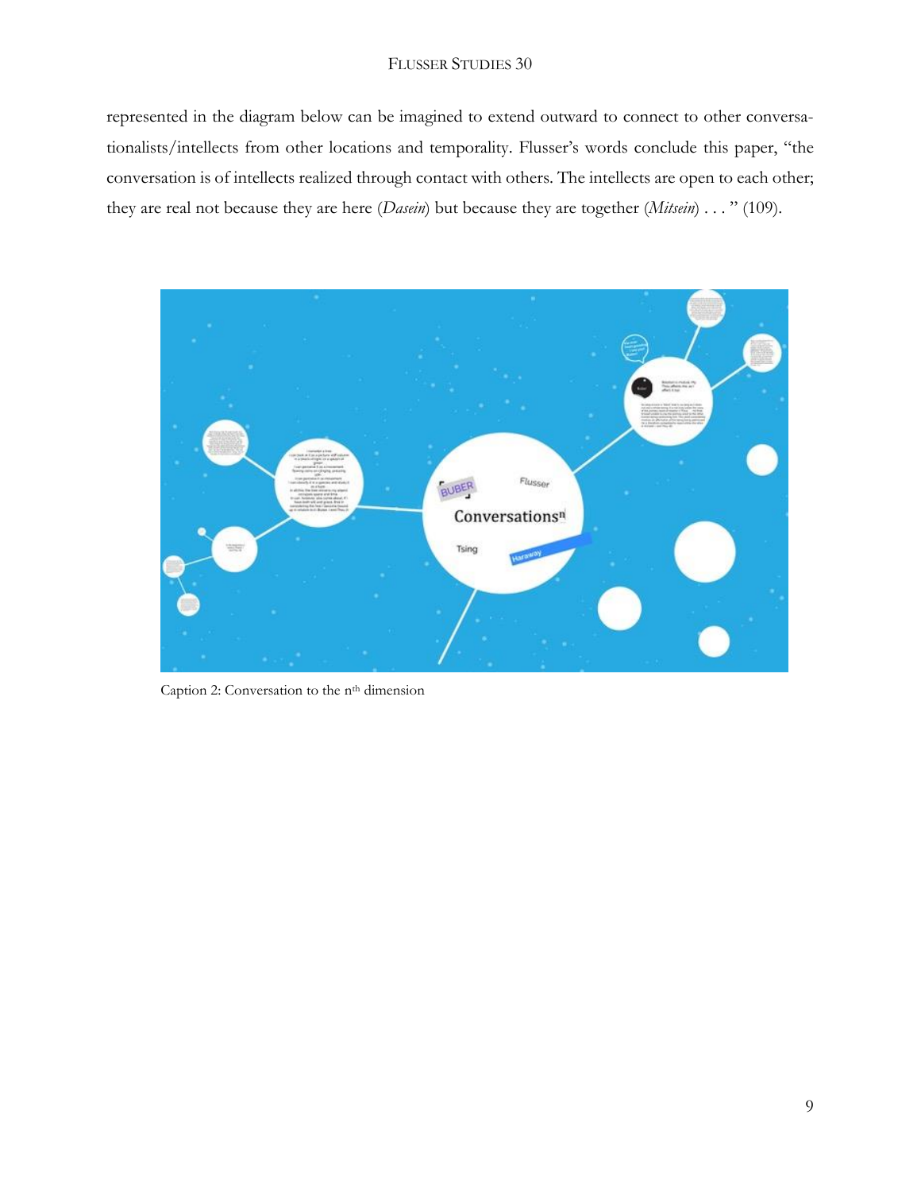represented in the diagram below can be imagined to extend outward to connect to other conversationalists/intellects from other locations and temporality. Flusser's words conclude this paper, "the conversation is of intellects realized through contact with others. The intellects are open to each other; they are real not because they are here (*Dasein*) but because they are together (*Mitsein*) . . . " (109).

Caption 2: Conversation to the n[th] dimension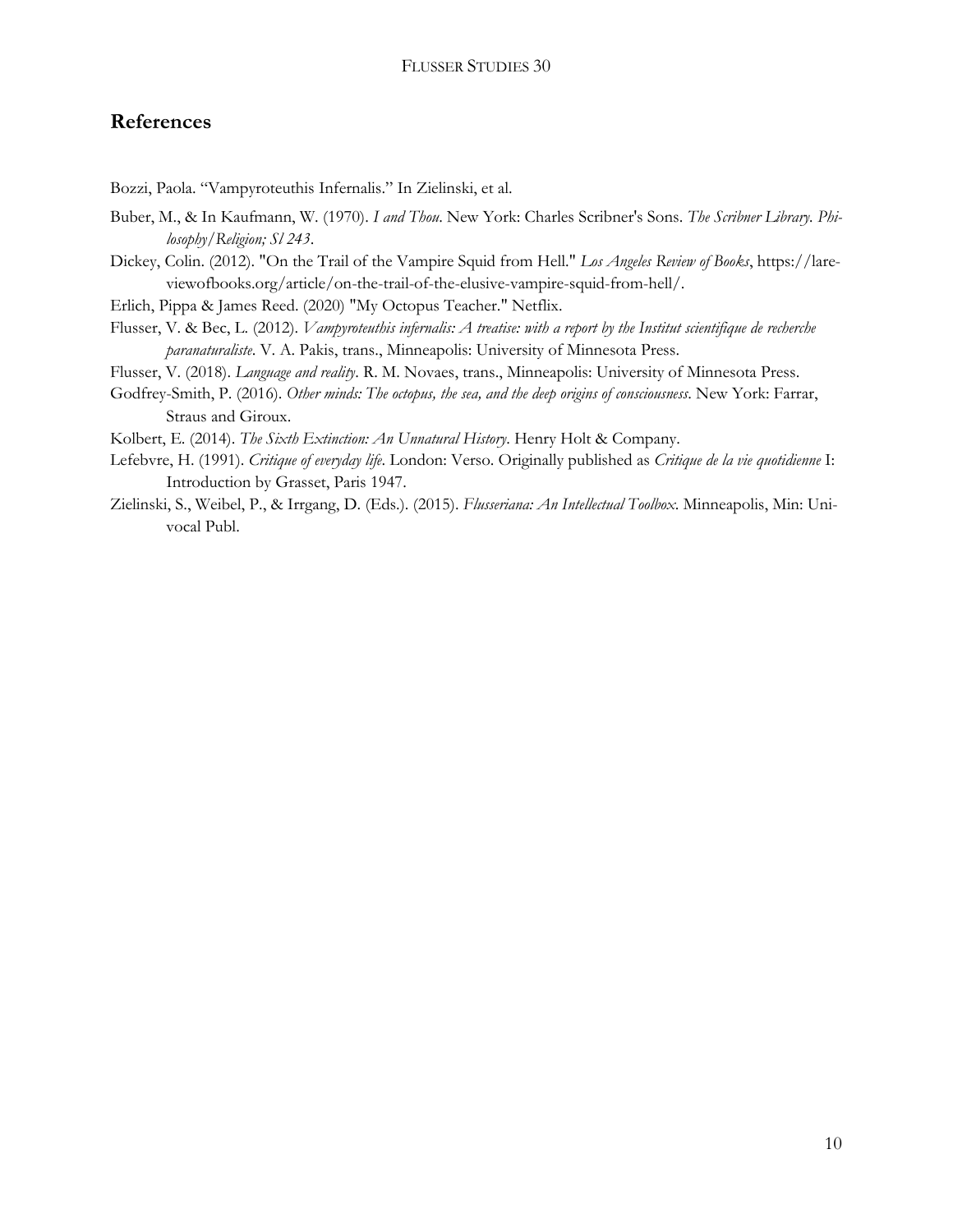## References

Bozzi, Paola. "Vampyroteuthis Infernalis." In Zielinski, et al.

Buber, M., & In Kaufmann, W. (1970). *I and Thou*. New York: Charles Scribner's Sons. *The Scribner Library. Philosophy/Religion; Sl 243*.

Dickey, Colin. (2012). "On the Trail of the Vampire Squid from Hell." *Los Angeles Review of Books*, https://lareviewofbooks.org/article/on-the-trail-of-the-elusive-vampire-squid-from-hell/.

Erlich, Pippa & James Reed. (2020) "My Octopus Teacher." Netflix.

Flusser, V. & Bec, L. (2012). *Vampyroteuthis infernalis: A treatise: with a report by the Institut scientifique de recherche paranaturaliste*. V. A. Pakis, trans., Minneapolis: University of Minnesota Press.

Flusser, V. (2018). *Language and reality*. R. M. Novaes, trans., Minneapolis: University of Minnesota Press.

Godfrey-Smith, P. (2016). *Other minds: The octopus, the sea, and the deep origins of consciousness*. New York: Farrar, Straus and Giroux.

Kolbert, E. (2014). *The Sixth Extinction: An Unnatural History*. Henry Holt & Company.

Lefebvre, H. (1991). *Critique of everyday life*. London: Verso. Originally published as *Critique de la vie quotidienne* I: Introduction by Grasset, Paris 1947.

Zielinski, S., Weibel, P., & Irrgang, D. (Eds.). (2015). *Flusseriana: An Intellectual Toolbox*. Minneapolis, Min: Univocal Publ.